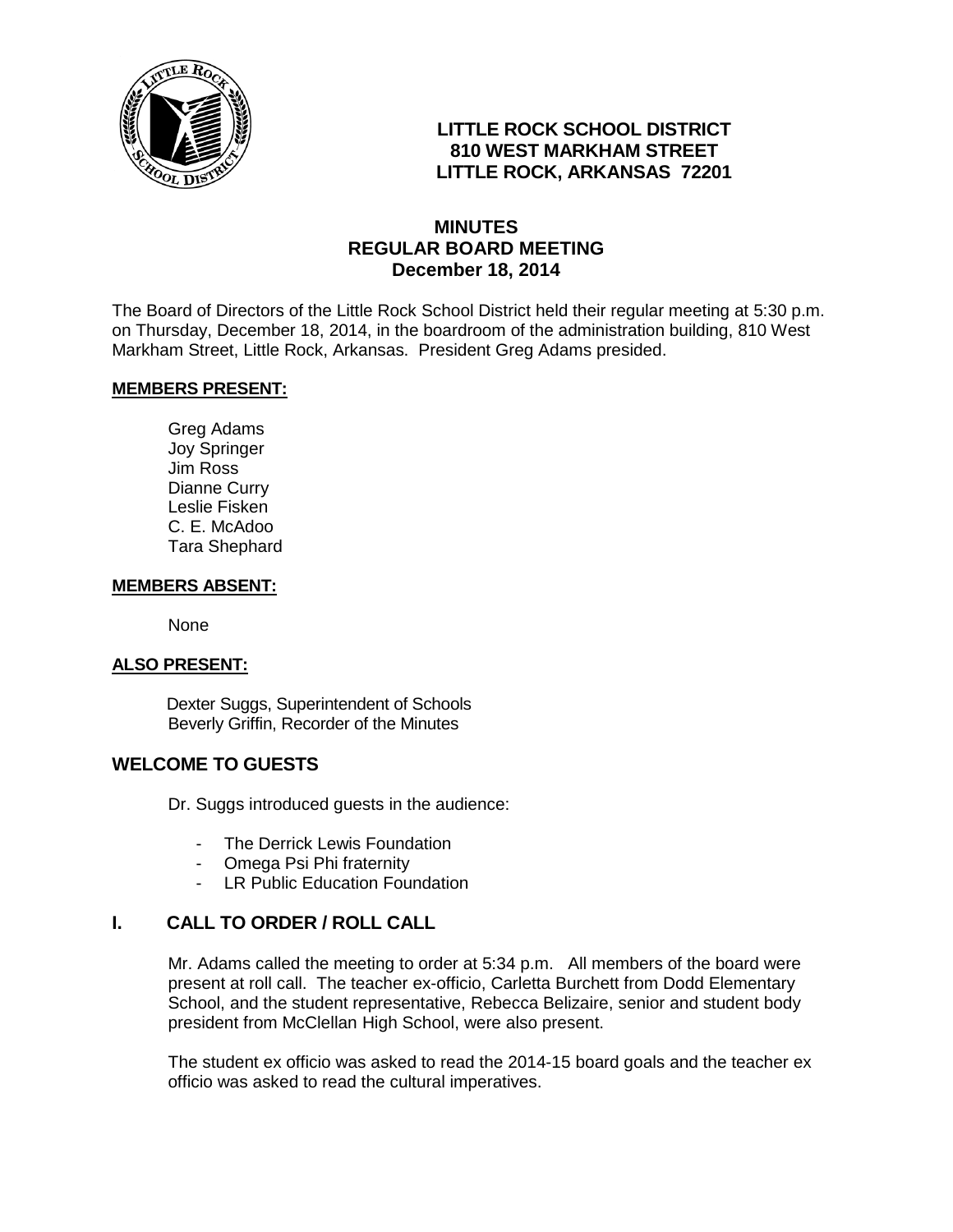**LITTLE ROCK SCHOOL DISTRICT**
**810 WEST MARKHAM STREET**
**LITTLE ROCK, ARKANSAS 72201**

# MINUTES
## REGULAR BOARD MEETING
### December 18, 2014

The Board of Directors of the Little Rock School District held their regular meeting at 5:30 p.m. on Thursday, December 18, 2014, in the boardroom of the administration building, 810 West Markham Street, Little Rock, Arkansas. President Greg Adams presided.

**MEMBERS PRESENT:**

Greg Adams
Joy Springer
Jim Ross
Dianne Curry
Leslie Fisken
C. E. McAdoo
Tara Shephard

**MEMBERS ABSENT:**

None

**ALSO PRESENT:**

Dexter Suggs, Superintendent of Schools
Beverly Griffin, Recorder of the Minutes

## WELCOME TO GUESTS

Dr. Suggs introduced guests in the audience:

- The Derrick Lewis Foundation
- Omega Psi Phi fraternity
- LR Public Education Foundation

## I. CALL TO ORDER / ROLL CALL

Mr. Adams called the meeting to order at 5:34 p.m. All members of the board were present at roll call. The teacher ex-officio, Carletta Burchett from Dodd Elementary School, and the student representative, Rebecca Belizaire, senior and student body president from McClellan High School, were also present.

The student ex officio was asked to read the 2014-15 board goals and the teacher ex officio was asked to read the cultural imperatives.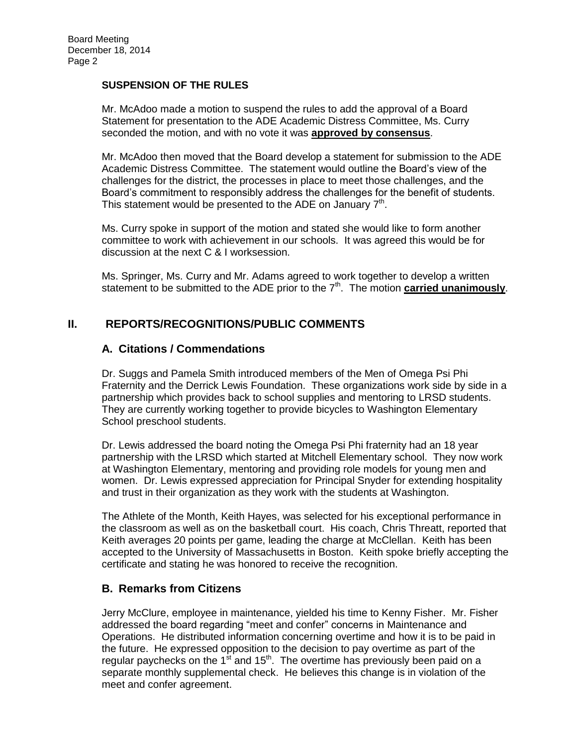**SUSPENSION OF THE RULES**

Mr. McAdoo made a motion to suspend the rules to add the approval of a Board Statement for presentation to the ADE Academic Distress Committee, Ms. Curry seconded the motion, and with no vote it was **approved by consensus**.

Mr. McAdoo then moved that the Board develop a statement for submission to the ADE Academic Distress Committee. The statement would outline the Board's view of the challenges for the district, the processes in place to meet those challenges, and the Board's commitment to responsibly address the challenges for the benefit of students. This statement would be presented to the ADE on January 7th.

Ms. Curry spoke in support of the motion and stated she would like to form another committee to work with achievement in our schools. It was agreed this would be for discussion at the next C & I worksession.

Ms. Springer, Ms. Curry and Mr. Adams agreed to work together to develop a written statement to be submitted to the ADE prior to the 7th. The motion **carried unanimously**.

## II. REPORTS/RECOGNITIONS/PUBLIC COMMENTS

### A. Citations / Commendations

Dr. Suggs and Pamela Smith introduced members of the Men of Omega Psi Phi Fraternity and the Derrick Lewis Foundation. These organizations work side by side in a partnership which provides back to school supplies and mentoring to LRSD students. They are currently working together to provide bicycles to Washington Elementary School preschool students.

Dr. Lewis addressed the board noting the Omega Psi Phi fraternity had an 18 year partnership with the LRSD which started at Mitchell Elementary school. They now work at Washington Elementary, mentoring and providing role models for young men and women. Dr. Lewis expressed appreciation for Principal Snyder for extending hospitality and trust in their organization as they work with the students at Washington.

The Athlete of the Month, Keith Hayes, was selected for his exceptional performance in the classroom as well as on the basketball court. His coach, Chris Threatt, reported that Keith averages 20 points per game, leading the charge at McClellan. Keith has been accepted to the University of Massachusetts in Boston. Keith spoke briefly accepting the certificate and stating he was honored to receive the recognition.

### B. Remarks from Citizens

Jerry McClure, employee in maintenance, yielded his time to Kenny Fisher. Mr. Fisher addressed the board regarding "meet and confer" concerns in Maintenance and Operations. He distributed information concerning overtime and how it is to be paid in the future. He expressed opposition to the decision to pay overtime as part of the regular paychecks on the 1st and 15th. The overtime has previously been paid on a separate monthly supplemental check. He believes this change is in violation of the meet and confer agreement.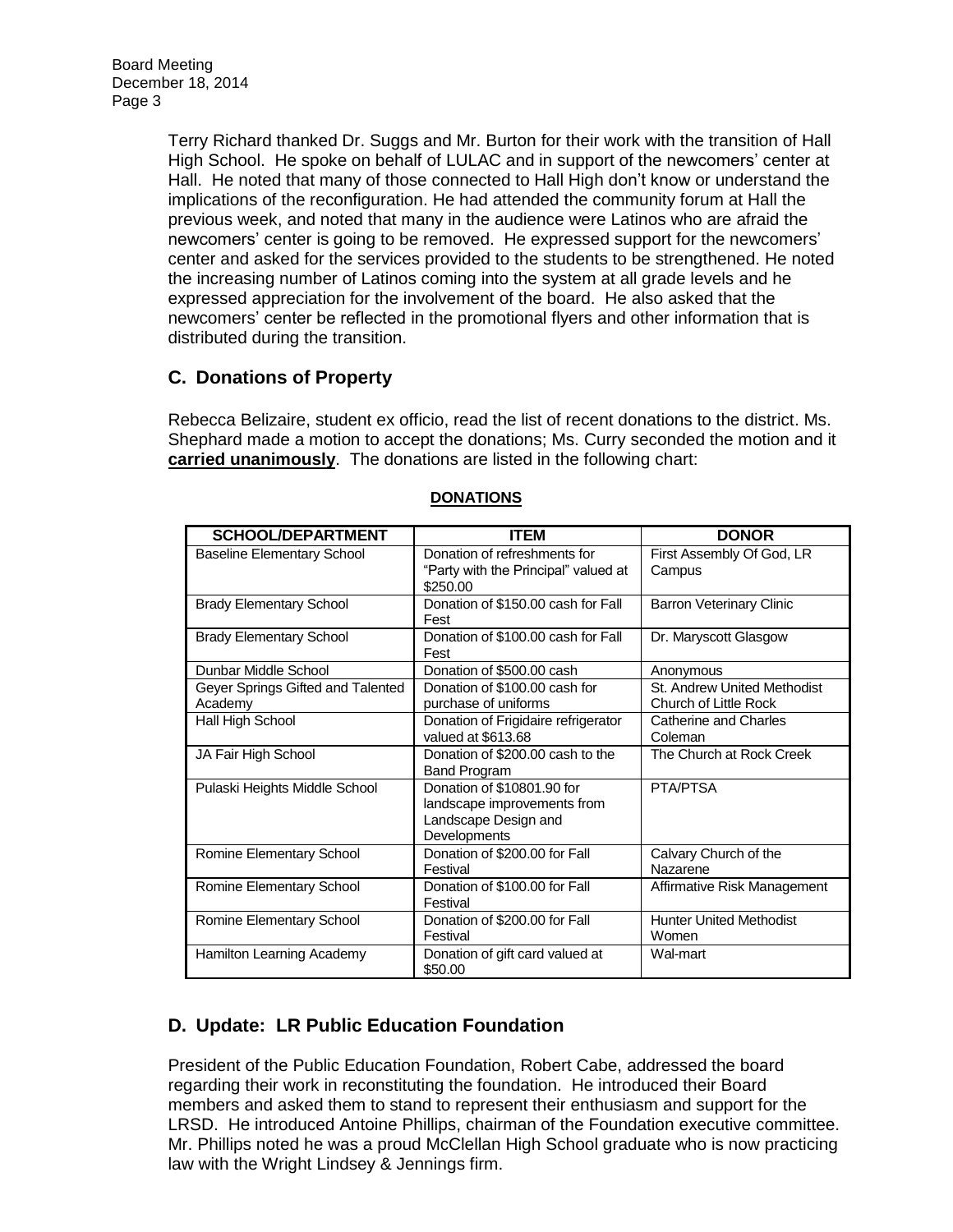Terry Richard thanked Dr. Suggs and Mr. Burton for their work with the transition of Hall High School. He spoke on behalf of LULAC and in support of the newcomers' center at Hall. He noted that many of those connected to Hall High don't know or understand the implications of the reconfiguration. He had attended the community forum at Hall the previous week, and noted that many in the audience were Latinos who are afraid the newcomers' center is going to be removed. He expressed support for the newcomers' center and asked for the services provided to the students to be strengthened. He noted the increasing number of Latinos coming into the system at all grade levels and he expressed appreciation for the involvement of the board. He also asked that the newcomers' center be reflected in the promotional flyers and other information that is distributed during the transition.

## C. Donations of Property

Rebecca Belizaire, student ex officio, read the list of recent donations to the district. Ms. Shephard made a motion to accept the donations; Ms. Curry seconded the motion and it **carried unanimously**. The donations are listed in the following chart:

**DONATIONS**

| SCHOOL/DEPARTMENT | ITEM | DONOR |
|---|---|---|
| Baseline Elementary School | Donation of refreshments for "Party with the Principal" valued at $250.00 | First Assembly Of God, LR Campus |
| Brady Elementary School | Donation of $150.00 cash for Fall Fest | Barron Veterinary Clinic |
| Brady Elementary School | Donation of $100.00 cash for Fall Fest | Dr. Maryscott Glasgow |
| Dunbar Middle School | Donation of $500.00 cash | Anonymous |
| Geyer Springs Gifted and Talented Academy | Donation of $100.00 cash for purchase of uniforms | St. Andrew United Methodist Church of Little Rock |
| Hall High School | Donation of Frigidaire refrigerator valued at $613.68 | Catherine and Charles Coleman |
| JA Fair High School | Donation of $200.00 cash to the Band Program | The Church at Rock Creek |
| Pulaski Heights Middle School | Donation of $10801.90 for landscape improvements from Landscape Design and Developments | PTA/PTSA |
| Romine Elementary School | Donation of $200.00 for Fall Festival | Calvary Church of the Nazarene |
| Romine Elementary School | Donation of $100.00 for Fall Festival | Affirmative Risk Management |
| Romine Elementary School | Donation of $200.00 for Fall Festival | Hunter United Methodist Women |
| Hamilton Learning Academy | Donation of gift card valued at $50.00 | Wal-mart |

## D. Update: LR Public Education Foundation

President of the Public Education Foundation, Robert Cabe, addressed the board regarding their work in reconstituting the foundation. He introduced their Board members and asked them to stand to represent their enthusiasm and support for the LRSD. He introduced Antoine Phillips, chairman of the Foundation executive committee. Mr. Phillips noted he was a proud McClellan High School graduate who is now practicing law with the Wright Lindsey & Jennings firm.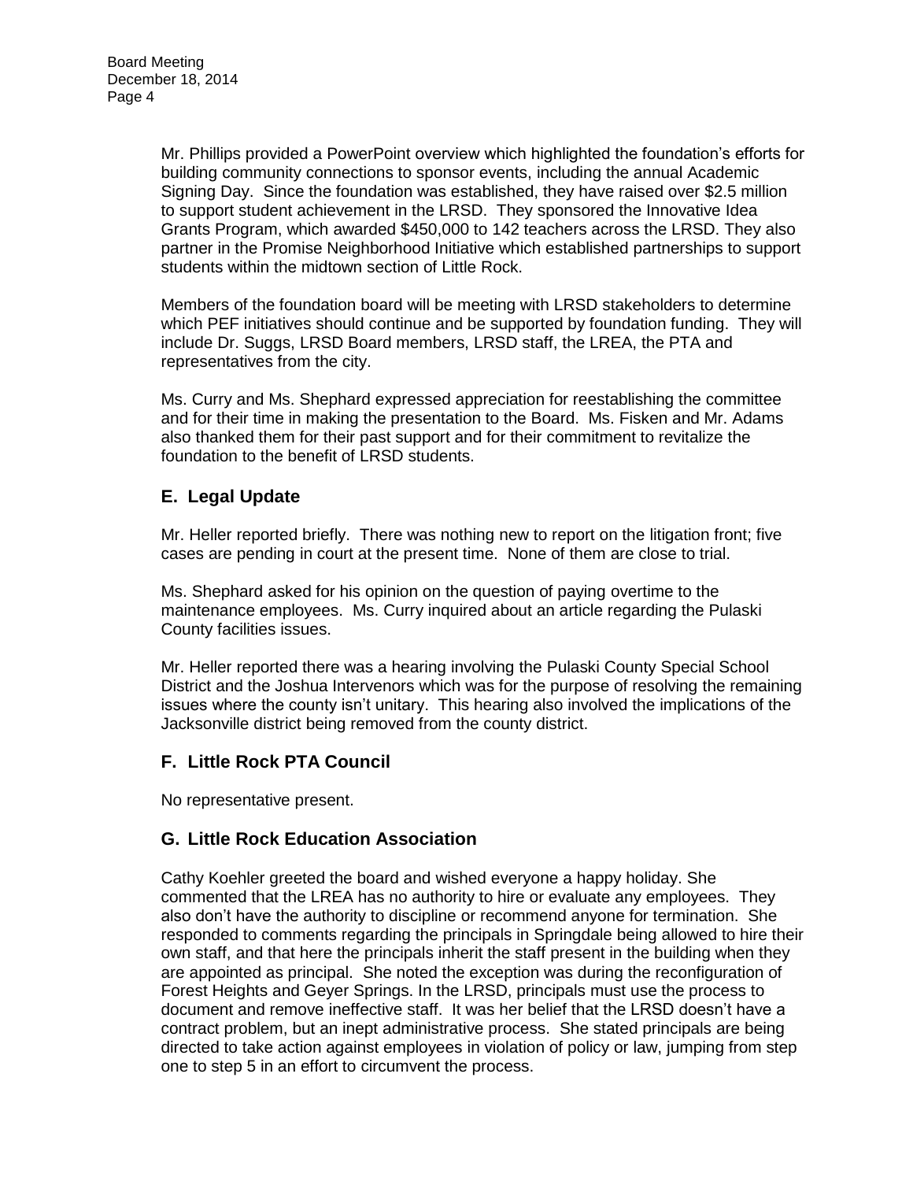Mr. Phillips provided a PowerPoint overview which highlighted the foundation's efforts for building community connections to sponsor events, including the annual Academic Signing Day. Since the foundation was established, they have raised over $2.5 million to support student achievement in the LRSD. They sponsored the Innovative Idea Grants Program, which awarded $450,000 to 142 teachers across the LRSD. They also partner in the Promise Neighborhood Initiative which established partnerships to support students within the midtown section of Little Rock.

Members of the foundation board will be meeting with LRSD stakeholders to determine which PEF initiatives should continue and be supported by foundation funding. They will include Dr. Suggs, LRSD Board members, LRSD staff, the LREA, the PTA and representatives from the city.

Ms. Curry and Ms. Shephard expressed appreciation for reestablishing the committee and for their time in making the presentation to the Board. Ms. Fisken and Mr. Adams also thanked them for their past support and for their commitment to revitalize the foundation to the benefit of LRSD students.

## E. Legal Update

Mr. Heller reported briefly. There was nothing new to report on the litigation front; five cases are pending in court at the present time. None of them are close to trial.

Ms. Shephard asked for his opinion on the question of paying overtime to the maintenance employees. Ms. Curry inquired about an article regarding the Pulaski County facilities issues.

Mr. Heller reported there was a hearing involving the Pulaski County Special School District and the Joshua Intervenors which was for the purpose of resolving the remaining issues where the county isn't unitary. This hearing also involved the implications of the Jacksonville district being removed from the county district.

## F. Little Rock PTA Council

No representative present.

## G. Little Rock Education Association

Cathy Koehler greeted the board and wished everyone a happy holiday. She commented that the LREA has no authority to hire or evaluate any employees. They also don't have the authority to discipline or recommend anyone for termination. She responded to comments regarding the principals in Springdale being allowed to hire their own staff, and that here the principals inherit the staff present in the building when they are appointed as principal. She noted the exception was during the reconfiguration of Forest Heights and Geyer Springs. In the LRSD, principals must use the process to document and remove ineffective staff. It was her belief that the LRSD doesn't have a contract problem, but an inept administrative process. She stated principals are being directed to take action against employees in violation of policy or law, jumping from step one to step 5 in an effort to circumvent the process.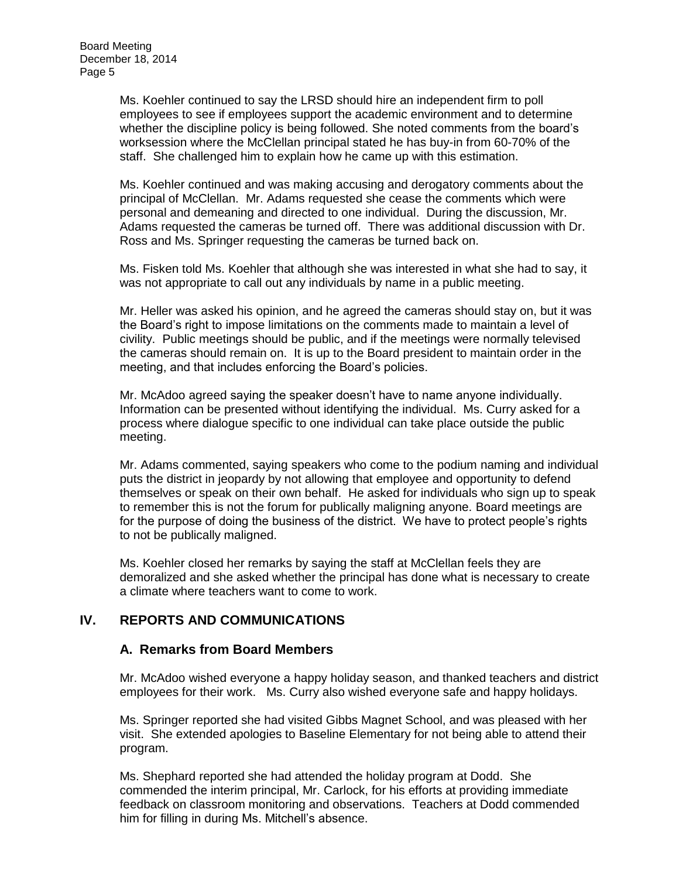Ms. Koehler continued to say the LRSD should hire an independent firm to poll employees to see if employees support the academic environment and to determine whether the discipline policy is being followed. She noted comments from the board's worksession where the McClellan principal stated he has buy-in from 60-70% of the staff. She challenged him to explain how he came up with this estimation.

Ms. Koehler continued and was making accusing and derogatory comments about the principal of McClellan. Mr. Adams requested she cease the comments which were personal and demeaning and directed to one individual. During the discussion, Mr. Adams requested the cameras be turned off. There was additional discussion with Dr. Ross and Ms. Springer requesting the cameras be turned back on.

Ms. Fisken told Ms. Koehler that although she was interested in what she had to say, it was not appropriate to call out any individuals by name in a public meeting.

Mr. Heller was asked his opinion, and he agreed the cameras should stay on, but it was the Board's right to impose limitations on the comments made to maintain a level of civility. Public meetings should be public, and if the meetings were normally televised the cameras should remain on. It is up to the Board president to maintain order in the meeting, and that includes enforcing the Board's policies.

Mr. McAdoo agreed saying the speaker doesn't have to name anyone individually. Information can be presented without identifying the individual. Ms. Curry asked for a process where dialogue specific to one individual can take place outside the public meeting.

Mr. Adams commented, saying speakers who come to the podium naming and individual puts the district in jeopardy by not allowing that employee and opportunity to defend themselves or speak on their own behalf. He asked for individuals who sign up to speak to remember this is not the forum for publically maligning anyone. Board meetings are for the purpose of doing the business of the district. We have to protect people's rights to not be publically maligned.

Ms. Koehler closed her remarks by saying the staff at McClellan feels they are demoralized and she asked whether the principal has done what is necessary to create a climate where teachers want to come to work.

## IV. REPORTS AND COMMUNICATIONS

### A. Remarks from Board Members

Mr. McAdoo wished everyone a happy holiday season, and thanked teachers and district employees for their work. Ms. Curry also wished everyone safe and happy holidays.

Ms. Springer reported she had visited Gibbs Magnet School, and was pleased with her visit. She extended apologies to Baseline Elementary for not being able to attend their program.

Ms. Shephard reported she had attended the holiday program at Dodd. She commended the interim principal, Mr. Carlock, for his efforts at providing immediate feedback on classroom monitoring and observations. Teachers at Dodd commended him for filling in during Ms. Mitchell's absence.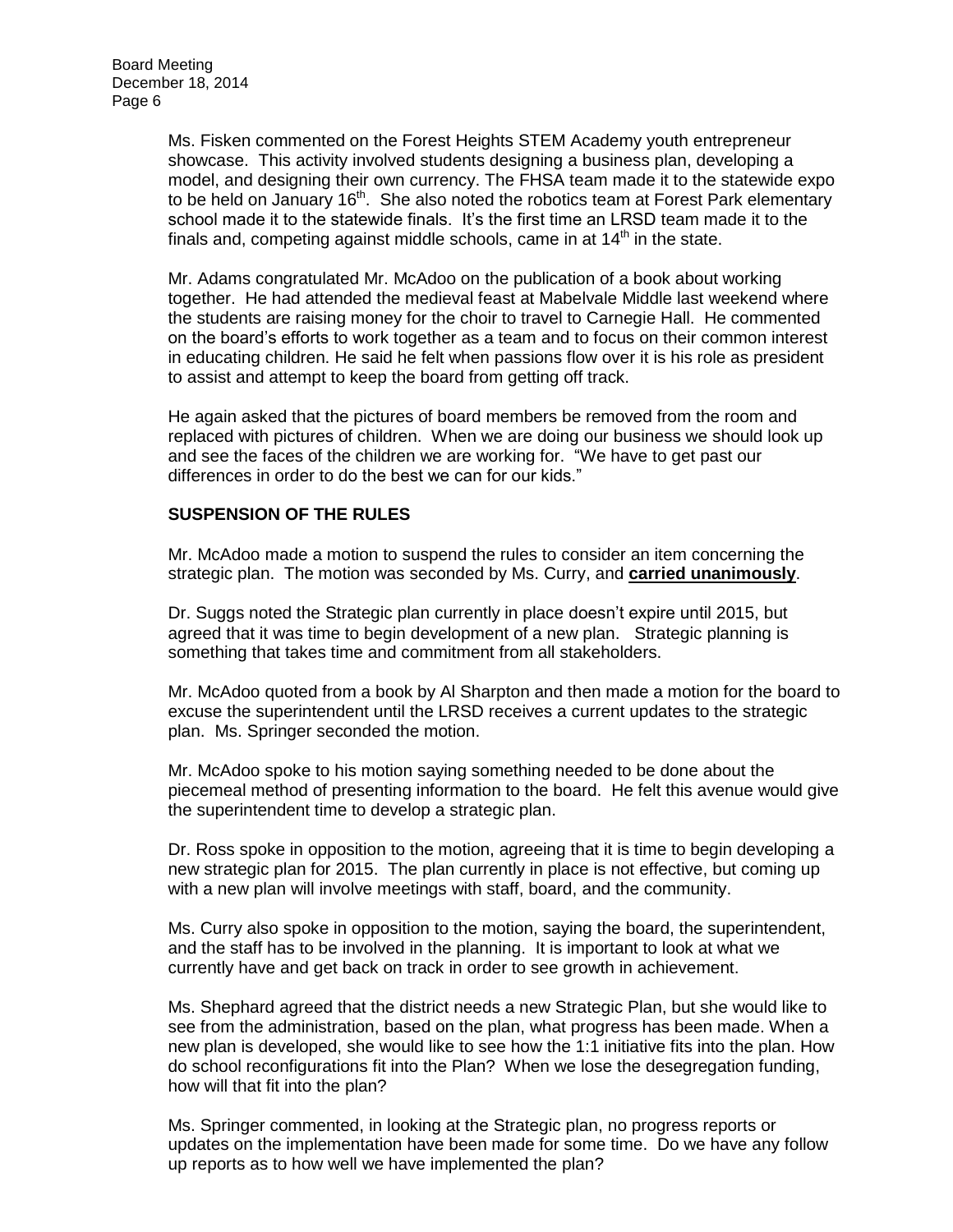Ms. Fisken commented on the Forest Heights STEM Academy youth entrepreneur showcase. This activity involved students designing a business plan, developing a model, and designing their own currency. The FHSA team made it to the statewide expo to be held on January 16th. She also noted the robotics team at Forest Park elementary school made it to the statewide finals. It's the first time an LRSD team made it to the finals and, competing against middle schools, came in at 14th in the state.

Mr. Adams congratulated Mr. McAdoo on the publication of a book about working together. He had attended the medieval feast at Mabelvale Middle last weekend where the students are raising money for the choir to travel to Carnegie Hall. He commented on the board's efforts to work together as a team and to focus on their common interest in educating children. He said he felt when passions flow over it is his role as president to assist and attempt to keep the board from getting off track.

He again asked that the pictures of board members be removed from the room and replaced with pictures of children. When we are doing our business we should look up and see the faces of the children we are working for. "We have to get past our differences in order to do the best we can for our kids."

## SUSPENSION OF THE RULES

Mr. McAdoo made a motion to suspend the rules to consider an item concerning the strategic plan. The motion was seconded by Ms. Curry, and **carried unanimously**.

Dr. Suggs noted the Strategic plan currently in place doesn't expire until 2015, but agreed that it was time to begin development of a new plan. Strategic planning is something that takes time and commitment from all stakeholders.

Mr. McAdoo quoted from a book by Al Sharpton and then made a motion for the board to excuse the superintendent until the LRSD receives a current updates to the strategic plan. Ms. Springer seconded the motion.

Mr. McAdoo spoke to his motion saying something needed to be done about the piecemeal method of presenting information to the board. He felt this avenue would give the superintendent time to develop a strategic plan.

Dr. Ross spoke in opposition to the motion, agreeing that it is time to begin developing a new strategic plan for 2015. The plan currently in place is not effective, but coming up with a new plan will involve meetings with staff, board, and the community.

Ms. Curry also spoke in opposition to the motion, saying the board, the superintendent, and the staff has to be involved in the planning. It is important to look at what we currently have and get back on track in order to see growth in achievement.

Ms. Shephard agreed that the district needs a new Strategic Plan, but she would like to see from the administration, based on the plan, what progress has been made. When a new plan is developed, she would like to see how the 1:1 initiative fits into the plan. How do school reconfigurations fit into the Plan? When we lose the desegregation funding, how will that fit into the plan?

Ms. Springer commented, in looking at the Strategic plan, no progress reports or updates on the implementation have been made for some time. Do we have any follow up reports as to how well we have implemented the plan?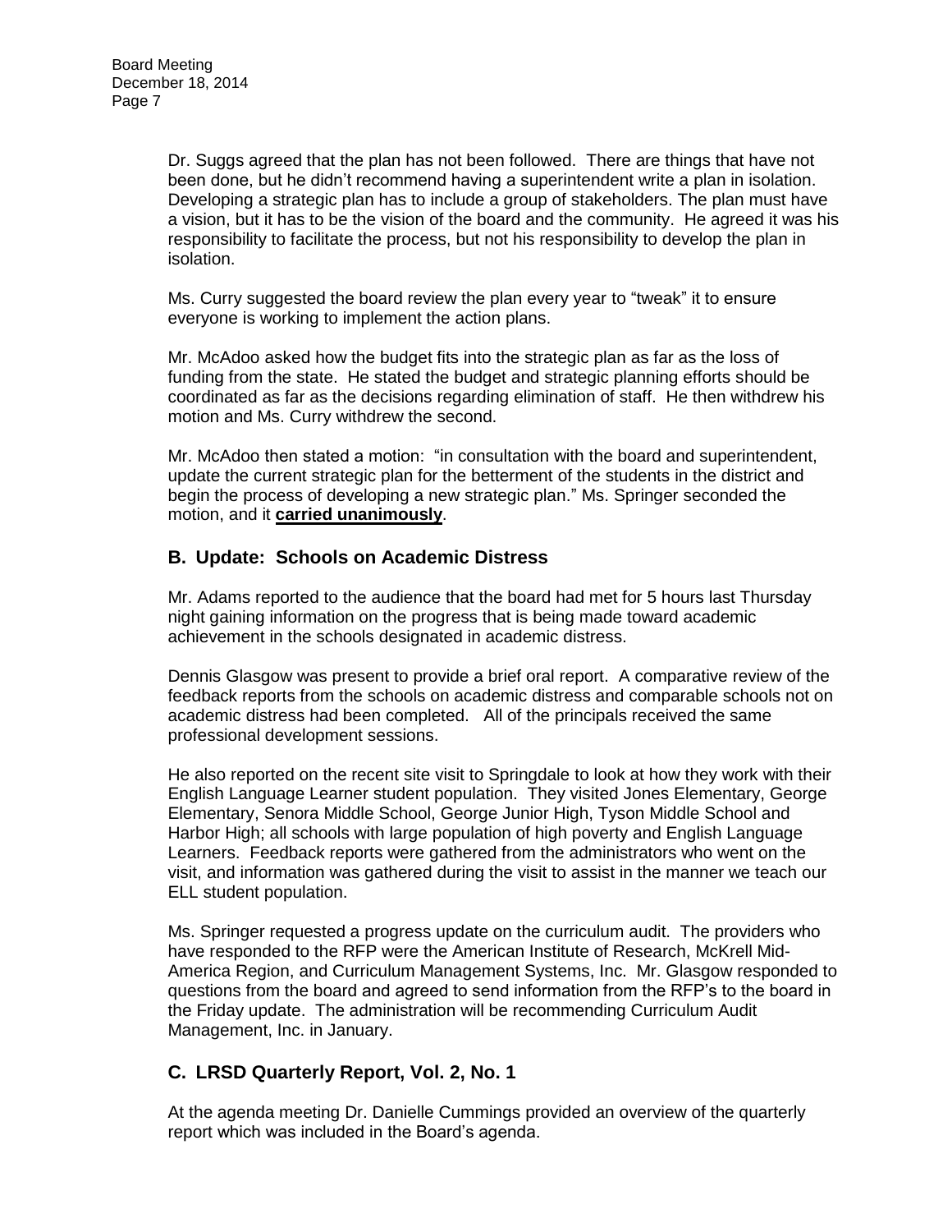Dr. Suggs agreed that the plan has not been followed. There are things that have not been done, but he didn't recommend having a superintendent write a plan in isolation. Developing a strategic plan has to include a group of stakeholders. The plan must have a vision, but it has to be the vision of the board and the community. He agreed it was his responsibility to facilitate the process, but not his responsibility to develop the plan in isolation.

Ms. Curry suggested the board review the plan every year to "tweak" it to ensure everyone is working to implement the action plans.

Mr. McAdoo asked how the budget fits into the strategic plan as far as the loss of funding from the state. He stated the budget and strategic planning efforts should be coordinated as far as the decisions regarding elimination of staff. He then withdrew his motion and Ms. Curry withdrew the second.

Mr. McAdoo then stated a motion: "in consultation with the board and superintendent, update the current strategic plan for the betterment of the students in the district and begin the process of developing a new strategic plan." Ms. Springer seconded the motion, and it **carried unanimously**.

## B. Update: Schools on Academic Distress

Mr. Adams reported to the audience that the board had met for 5 hours last Thursday night gaining information on the progress that is being made toward academic achievement in the schools designated in academic distress.

Dennis Glasgow was present to provide a brief oral report. A comparative review of the feedback reports from the schools on academic distress and comparable schools not on academic distress had been completed. All of the principals received the same professional development sessions.

He also reported on the recent site visit to Springdale to look at how they work with their English Language Learner student population. They visited Jones Elementary, George Elementary, Senora Middle School, George Junior High, Tyson Middle School and Harbor High; all schools with large population of high poverty and English Language Learners. Feedback reports were gathered from the administrators who went on the visit, and information was gathered during the visit to assist in the manner we teach our ELL student population.

Ms. Springer requested a progress update on the curriculum audit. The providers who have responded to the RFP were the American Institute of Research, McKrell Mid-America Region, and Curriculum Management Systems, Inc. Mr. Glasgow responded to questions from the board and agreed to send information from the RFP's to the board in the Friday update. The administration will be recommending Curriculum Audit Management, Inc. in January.

## C. LRSD Quarterly Report, Vol. 2, No. 1

At the agenda meeting Dr. Danielle Cummings provided an overview of the quarterly report which was included in the Board's agenda.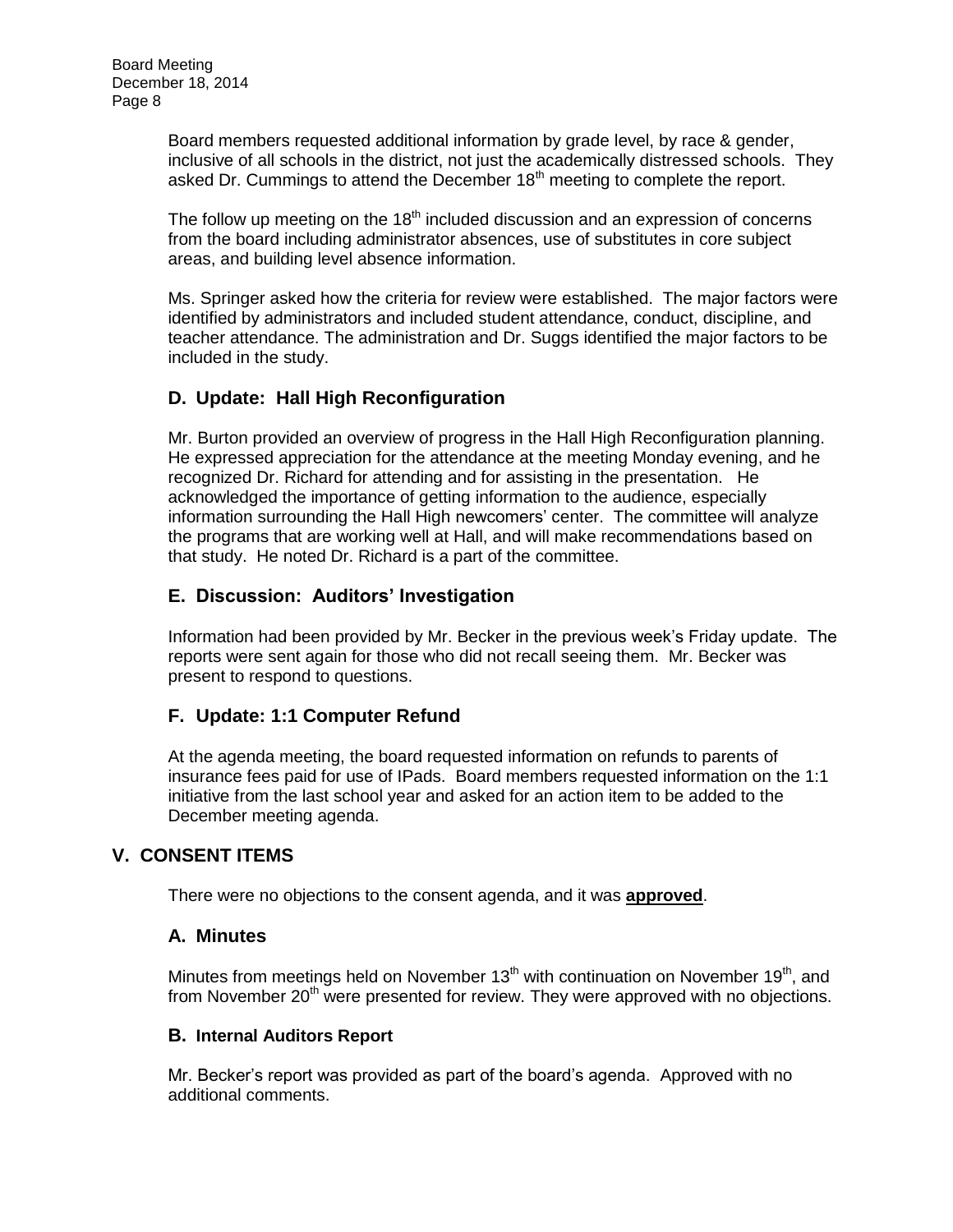Board members requested additional information by grade level, by race & gender, inclusive of all schools in the district, not just the academically distressed schools. They asked Dr. Cummings to attend the December 18th meeting to complete the report.

The follow up meeting on the 18th included discussion and an expression of concerns from the board including administrator absences, use of substitutes in core subject areas, and building level absence information.

Ms. Springer asked how the criteria for review were established. The major factors were identified by administrators and included student attendance, conduct, discipline, and teacher attendance. The administration and Dr. Suggs identified the major factors to be included in the study.

### D. Update: Hall High Reconfiguration

Mr. Burton provided an overview of progress in the Hall High Reconfiguration planning. He expressed appreciation for the attendance at the meeting Monday evening, and he recognized Dr. Richard for attending and for assisting in the presentation. He acknowledged the importance of getting information to the audience, especially information surrounding the Hall High newcomers' center. The committee will analyze the programs that are working well at Hall, and will make recommendations based on that study. He noted Dr. Richard is a part of the committee.

### E. Discussion: Auditors' Investigation

Information had been provided by Mr. Becker in the previous week's Friday update. The reports were sent again for those who did not recall seeing them. Mr. Becker was present to respond to questions.

### F. Update: 1:1 Computer Refund

At the agenda meeting, the board requested information on refunds to parents of insurance fees paid for use of IPads. Board members requested information on the 1:1 initiative from the last school year and asked for an action item to be added to the December meeting agenda.

## V. CONSENT ITEMS

There were no objections to the consent agenda, and it was **approved**.

### A. Minutes

Minutes from meetings held on November 13th with continuation on November 19th, and from November 20th were presented for review. They were approved with no objections.

### B. Internal Auditors Report

Mr. Becker's report was provided as part of the board's agenda. Approved with no additional comments.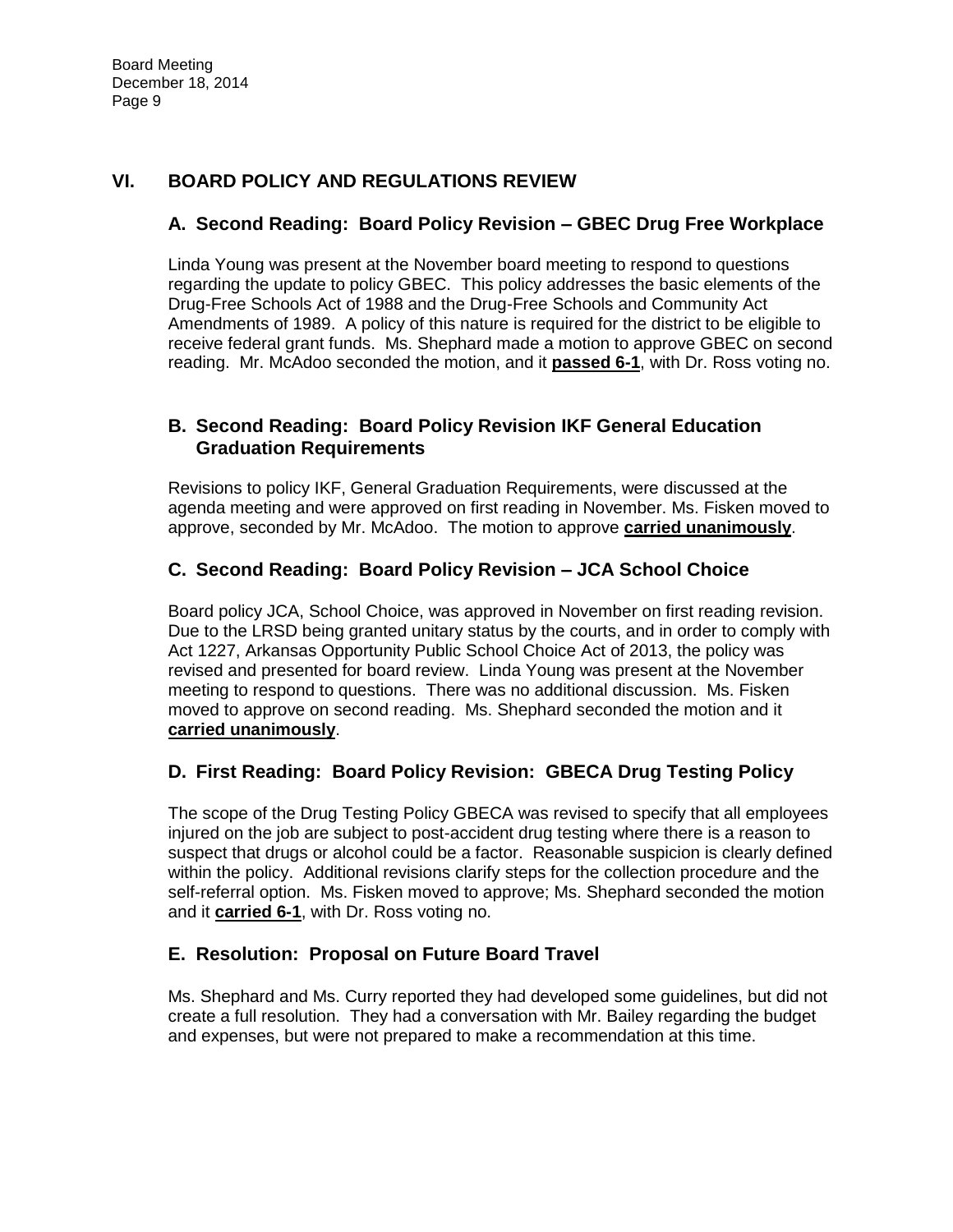## VI. BOARD POLICY AND REGULATIONS REVIEW

### A. Second Reading: Board Policy Revision – GBEC Drug Free Workplace

Linda Young was present at the November board meeting to respond to questions regarding the update to policy GBEC. This policy addresses the basic elements of the Drug-Free Schools Act of 1988 and the Drug-Free Schools and Community Act Amendments of 1989. A policy of this nature is required for the district to be eligible to receive federal grant funds. Ms. Shephard made a motion to approve GBEC on second reading. Mr. McAdoo seconded the motion, and it **passed 6-1**, with Dr. Ross voting no.

### B. Second Reading: Board Policy Revision IKF General Education Graduation Requirements

Revisions to policy IKF, General Graduation Requirements, were discussed at the agenda meeting and were approved on first reading in November. Ms. Fisken moved to approve, seconded by Mr. McAdoo. The motion to approve **carried unanimously**.

### C. Second Reading: Board Policy Revision – JCA School Choice

Board policy JCA, School Choice, was approved in November on first reading revision. Due to the LRSD being granted unitary status by the courts, and in order to comply with Act 1227, Arkansas Opportunity Public School Choice Act of 2013, the policy was revised and presented for board review. Linda Young was present at the November meeting to respond to questions. There was no additional discussion. Ms. Fisken moved to approve on second reading. Ms. Shephard seconded the motion and it **carried unanimously**.

### D. First Reading: Board Policy Revision: GBECA Drug Testing Policy

The scope of the Drug Testing Policy GBECA was revised to specify that all employees injured on the job are subject to post-accident drug testing where there is a reason to suspect that drugs or alcohol could be a factor. Reasonable suspicion is clearly defined within the policy. Additional revisions clarify steps for the collection procedure and the self-referral option. Ms. Fisken moved to approve; Ms. Shephard seconded the motion and it **carried 6-1**, with Dr. Ross voting no.

### E. Resolution: Proposal on Future Board Travel

Ms. Shephard and Ms. Curry reported they had developed some guidelines, but did not create a full resolution. They had a conversation with Mr. Bailey regarding the budget and expenses, but were not prepared to make a recommendation at this time.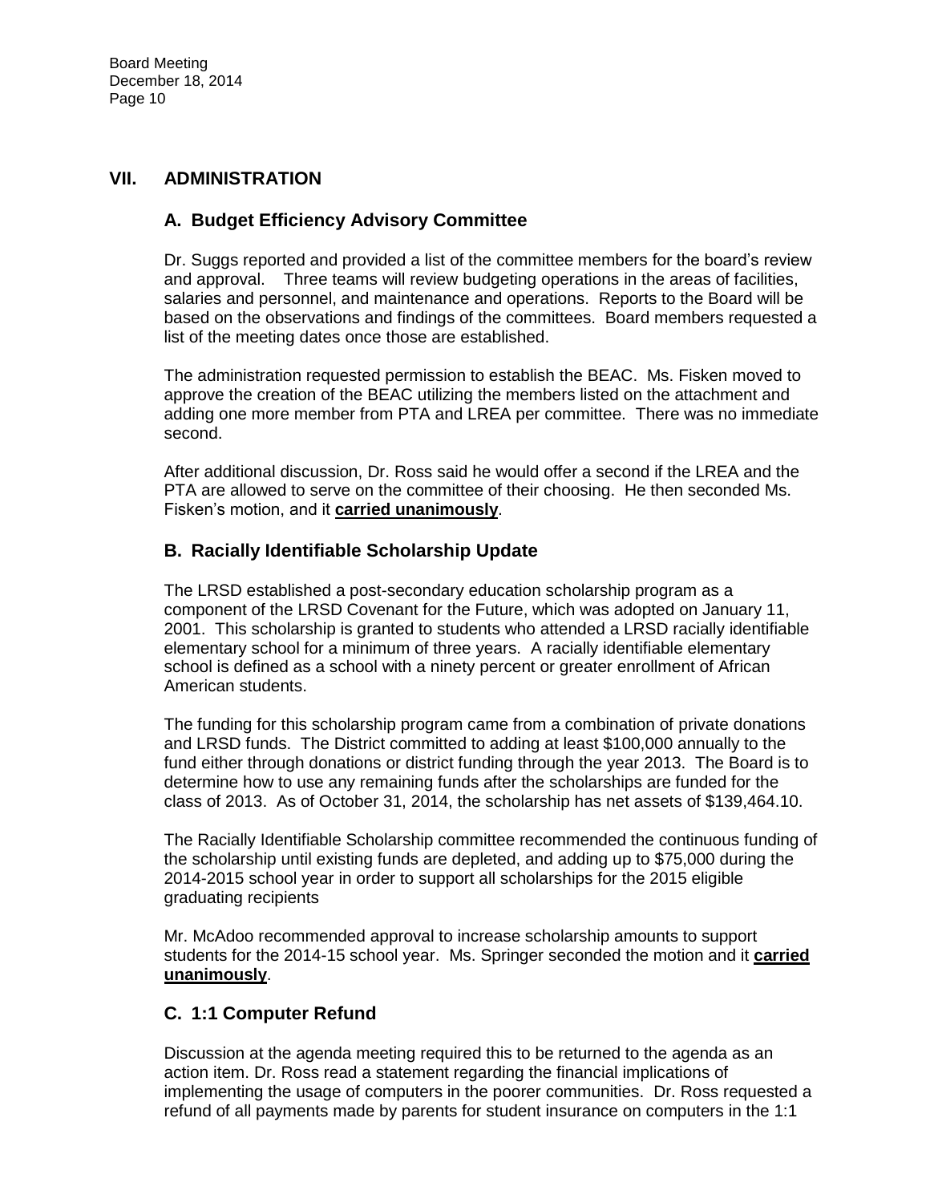## VII. ADMINISTRATION

### A. Budget Efficiency Advisory Committee

Dr. Suggs reported and provided a list of the committee members for the board's review and approval. Three teams will review budgeting operations in the areas of facilities, salaries and personnel, and maintenance and operations. Reports to the Board will be based on the observations and findings of the committees. Board members requested a list of the meeting dates once those are established.

The administration requested permission to establish the BEAC. Ms. Fisken moved to approve the creation of the BEAC utilizing the members listed on the attachment and adding one more member from PTA and LREA per committee. There was no immediate second.

After additional discussion, Dr. Ross said he would offer a second if the LREA and the PTA are allowed to serve on the committee of their choosing. He then seconded Ms. Fisken's motion, and it **carried unanimously**.

### B. Racially Identifiable Scholarship Update

The LRSD established a post-secondary education scholarship program as a component of the LRSD Covenant for the Future, which was adopted on January 11, 2001. This scholarship is granted to students who attended a LRSD racially identifiable elementary school for a minimum of three years. A racially identifiable elementary school is defined as a school with a ninety percent or greater enrollment of African American students.

The funding for this scholarship program came from a combination of private donations and LRSD funds. The District committed to adding at least $100,000 annually to the fund either through donations or district funding through the year 2013. The Board is to determine how to use any remaining funds after the scholarships are funded for the class of 2013. As of October 31, 2014, the scholarship has net assets of $139,464.10.

The Racially Identifiable Scholarship committee recommended the continuous funding of the scholarship until existing funds are depleted, and adding up to $75,000 during the 2014-2015 school year in order to support all scholarships for the 2015 eligible graduating recipients

Mr. McAdoo recommended approval to increase scholarship amounts to support students for the 2014-15 school year. Ms. Springer seconded the motion and it **carried unanimously**.

### C. 1:1 Computer Refund

Discussion at the agenda meeting required this to be returned to the agenda as an action item. Dr. Ross read a statement regarding the financial implications of implementing the usage of computers in the poorer communities. Dr. Ross requested a refund of all payments made by parents for student insurance on computers in the 1:1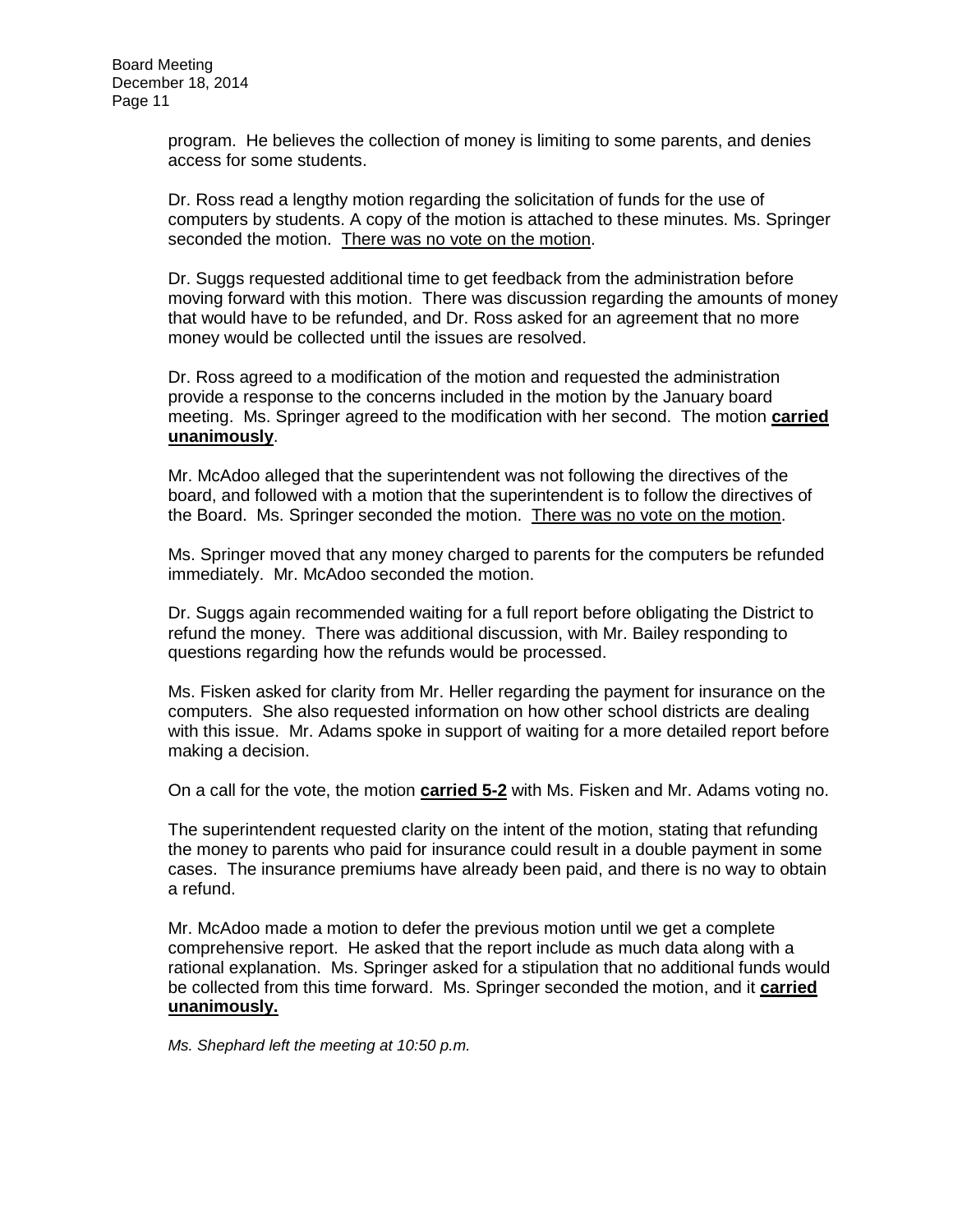program. He believes the collection of money is limiting to some parents, and denies access for some students.

Dr. Ross read a lengthy motion regarding the solicitation of funds for the use of computers by students. A copy of the motion is attached to these minutes. Ms. Springer seconded the motion. <u>There was no vote on the motion</u>.

Dr. Suggs requested additional time to get feedback from the administration before moving forward with this motion. There was discussion regarding the amounts of money that would have to be refunded, and Dr. Ross asked for an agreement that no more money would be collected until the issues are resolved.

Dr. Ross agreed to a modification of the motion and requested the administration provide a response to the concerns included in the motion by the January board meeting. Ms. Springer agreed to the modification with her second. The motion **<u>carried unanimously</u>**.

Mr. McAdoo alleged that the superintendent was not following the directives of the board, and followed with a motion that the superintendent is to follow the directives of the Board. Ms. Springer seconded the motion. <u>There was no vote on the motion</u>.

Ms. Springer moved that any money charged to parents for the computers be refunded immediately. Mr. McAdoo seconded the motion.

Dr. Suggs again recommended waiting for a full report before obligating the District to refund the money. There was additional discussion, with Mr. Bailey responding to questions regarding how the refunds would be processed.

Ms. Fisken asked for clarity from Mr. Heller regarding the payment for insurance on the computers. She also requested information on how other school districts are dealing with this issue. Mr. Adams spoke in support of waiting for a more detailed report before making a decision.

On a call for the vote, the motion **<u>carried 5-2</u>** with Ms. Fisken and Mr. Adams voting no.

The superintendent requested clarity on the intent of the motion, stating that refunding the money to parents who paid for insurance could result in a double payment in some cases. The insurance premiums have already been paid, and there is no way to obtain a refund.

Mr. McAdoo made a motion to defer the previous motion until we get a complete comprehensive report. He asked that the report include as much data along with a rational explanation. Ms. Springer asked for a stipulation that no additional funds would be collected from this time forward. Ms. Springer seconded the motion, and it **<u>carried unanimously.</u>**

*Ms. Shephard left the meeting at 10:50 p.m.*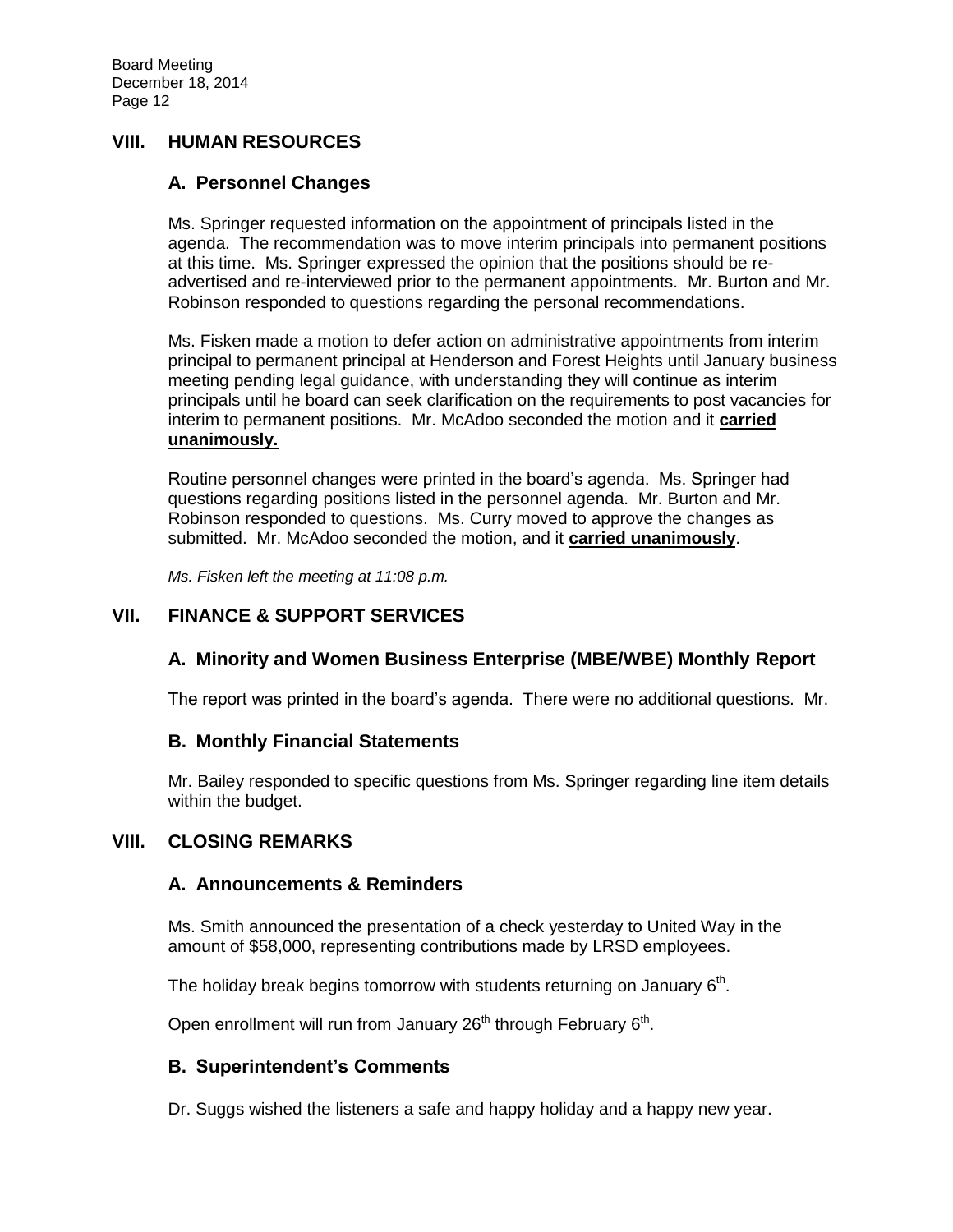## VIII. HUMAN RESOURCES

### A. Personnel Changes

Ms. Springer requested information on the appointment of principals listed in the agenda. The recommendation was to move interim principals into permanent positions at this time. Ms. Springer expressed the opinion that the positions should be re-advertised and re-interviewed prior to the permanent appointments. Mr. Burton and Mr. Robinson responded to questions regarding the personal recommendations.

Ms. Fisken made a motion to defer action on administrative appointments from interim principal to permanent principal at Henderson and Forest Heights until January business meeting pending legal guidance, with understanding they will continue as interim principals until he board can seek clarification on the requirements to post vacancies for interim to permanent positions. Mr. McAdoo seconded the motion and it **carried unanimously.**

Routine personnel changes were printed in the board's agenda. Ms. Springer had questions regarding positions listed in the personnel agenda. Mr. Burton and Mr. Robinson responded to questions. Ms. Curry moved to approve the changes as submitted. Mr. McAdoo seconded the motion, and it **carried unanimously**.

*Ms. Fisken left the meeting at 11:08 p.m.*

## VII. FINANCE & SUPPORT SERVICES

### A. Minority and Women Business Enterprise (MBE/WBE) Monthly Report

The report was printed in the board's agenda. There were no additional questions. Mr.

### B. Monthly Financial Statements

Mr. Bailey responded to specific questions from Ms. Springer regarding line item details within the budget.

## VIII. CLOSING REMARKS

### A. Announcements & Reminders

Ms. Smith announced the presentation of a check yesterday to United Way in the amount of $58,000, representing contributions made by LRSD employees.

The holiday break begins tomorrow with students returning on January 6th.

Open enrollment will run from January 26th through February 6th.

### B. Superintendent's Comments

Dr. Suggs wished the listeners a safe and happy holiday and a happy new year.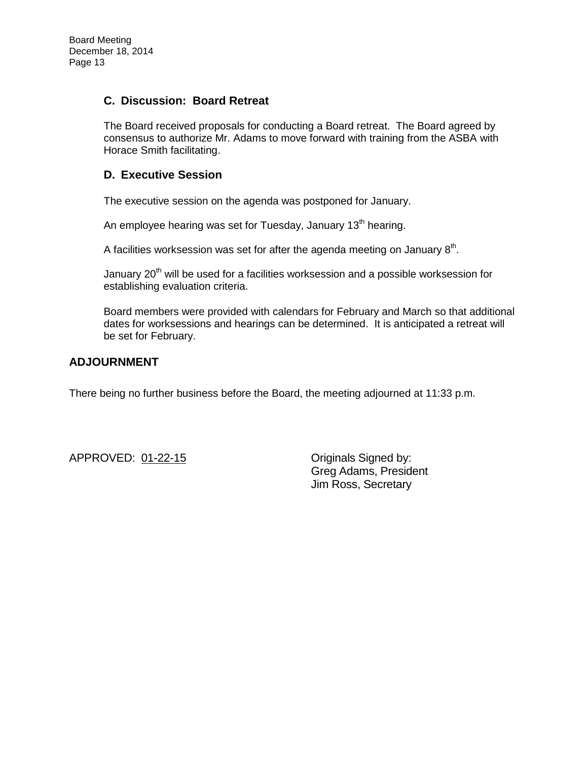### C. Discussion: Board Retreat

The Board received proposals for conducting a Board retreat. The Board agreed by consensus to authorize Mr. Adams to move forward with training from the ASBA with Horace Smith facilitating.

### D. Executive Session

The executive session on the agenda was postponed for January.

An employee hearing was set for Tuesday, January 13th hearing.

A facilities worksession was set for after the agenda meeting on January 8th.

January 20th will be used for a facilities worksession and a possible worksession for establishing evaluation criteria.

Board members were provided with calendars for February and March so that additional dates for worksessions and hearings can be determined. It is anticipated a retreat will be set for February.

## ADJOURNMENT

There being no further business before the Board, the meeting adjourned at 11:33 p.m.

APPROVED: 01-22-15

Originals Signed by:
Greg Adams, President
Jim Ross, Secretary